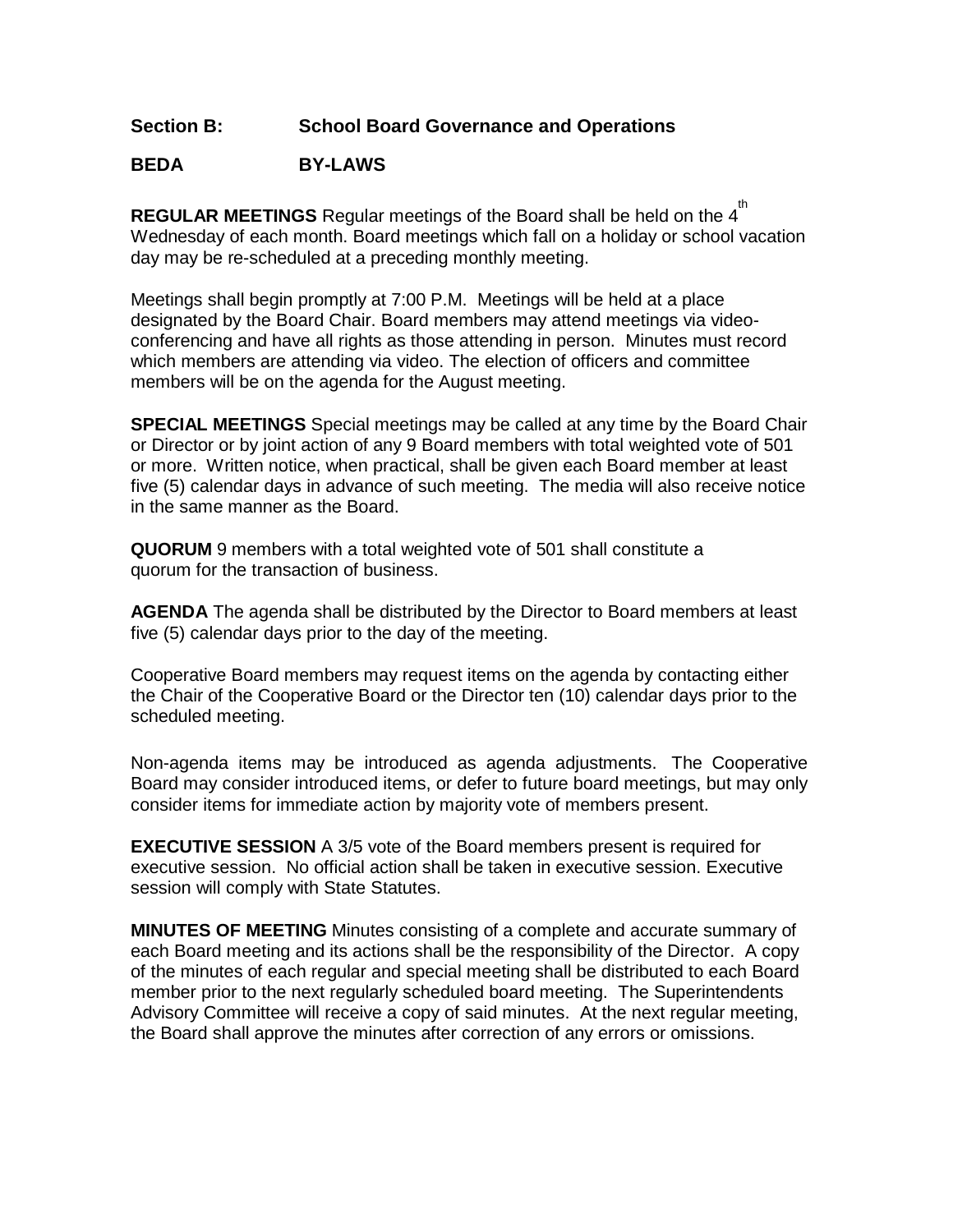## Section B: School Board Governance and Operations

## BEDA BY-LAWS

**REGULAR MEETINGS** Regular meetings of the Board shall be held on the 4th Wednesday of each month. Board meetings which fall on a holiday or school vacation day may be re-scheduled at a preceding monthly meeting.

Meetings shall begin promptly at 7:00 P.M. Meetings will be held at a place designated by the Board Chair. Board members may attend meetings via video-conferencing and have all rights as those attending in person. Minutes must record which members are attending via video. The election of officers and committee members will be on the agenda for the August meeting.

**SPECIAL MEETINGS** Special meetings may be called at any time by the Board Chair or Director or by joint action of any 9 Board members with total weighted vote of 501 or more. Written notice, when practical, shall be given each Board member at least five (5) calendar days in advance of such meeting. The media will also receive notice in the same manner as the Board.

**QUORUM** 9 members with a total weighted vote of 501 shall constitute a quorum for the transaction of business.

**AGENDA** The agenda shall be distributed by the Director to Board members at least five (5) calendar days prior to the day of the meeting.

Cooperative Board members may request items on the agenda by contacting either the Chair of the Cooperative Board or the Director ten (10) calendar days prior to the scheduled meeting.

Non-agenda items may be introduced as agenda adjustments. The Cooperative Board may consider introduced items, or defer to future board meetings, but may only consider items for immediate action by majority vote of members present.

**EXECUTIVE SESSION** A 3/5 vote of the Board members present is required for executive session. No official action shall be taken in executive session. Executive session will comply with State Statutes.

**MINUTES OF MEETING** Minutes consisting of a complete and accurate summary of each Board meeting and its actions shall be the responsibility of the Director. A copy of the minutes of each regular and special meeting shall be distributed to each Board member prior to the next regularly scheduled board meeting. The Superintendents Advisory Committee will receive a copy of said minutes. At the next regular meeting, the Board shall approve the minutes after correction of any errors or omissions.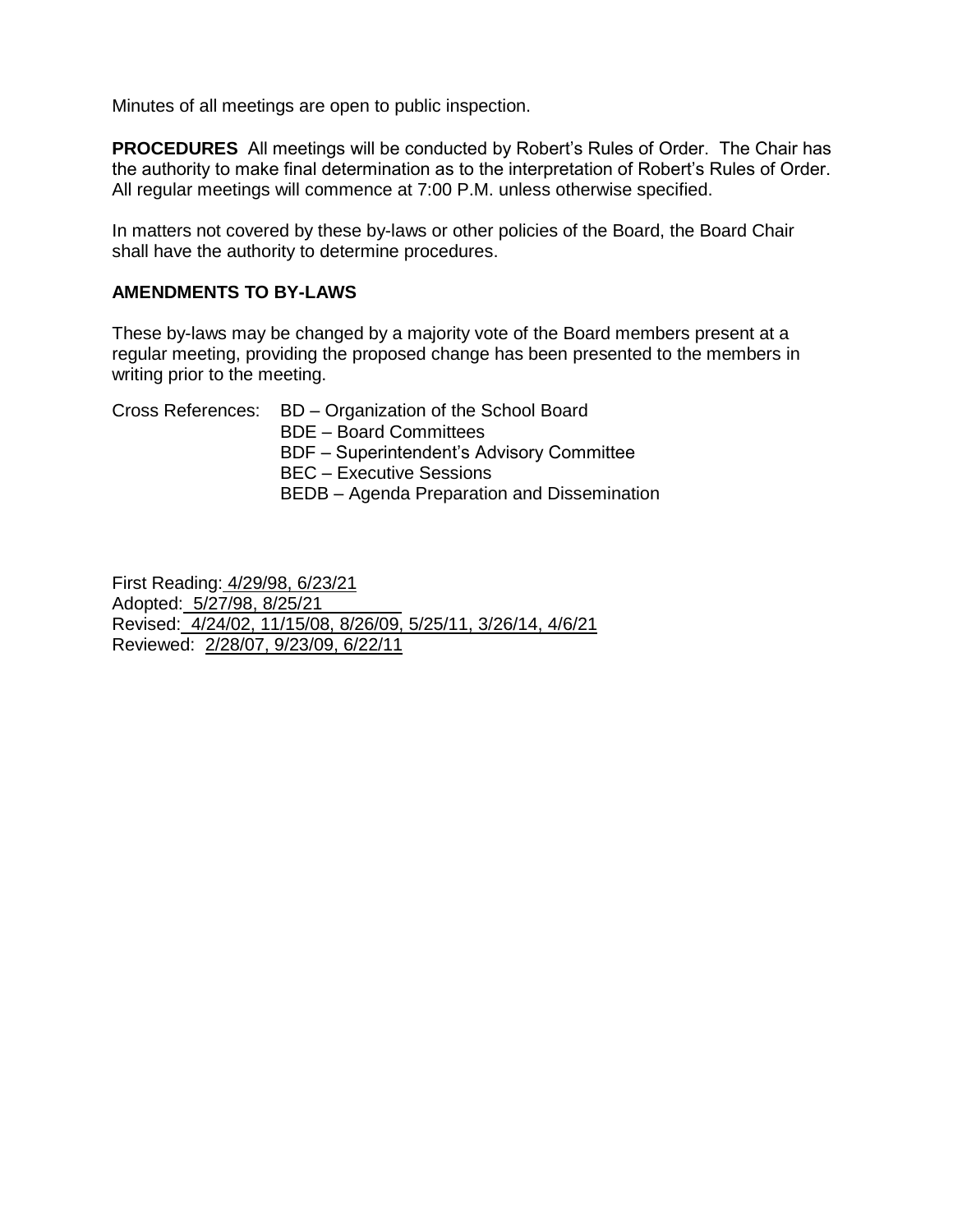Minutes of all meetings are open to public inspection.

**PROCEDURES** All meetings will be conducted by Robert's Rules of Order. The Chair has the authority to make final determination as to the interpretation of Robert's Rules of Order. All regular meetings will commence at 7:00 P.M. unless otherwise specified.

In matters not covered by these by-laws or other policies of the Board, the Board Chair shall have the authority to determine procedures.

**AMENDMENTS TO BY-LAWS**

These by-laws may be changed by a majority vote of the Board members present at a regular meeting, providing the proposed change has been presented to the members in writing prior to the meeting.

Cross References: BD – Organization of the School Board
BDE – Board Committees
BDF – Superintendent's Advisory Committee
BEC – Executive Sessions
BEDB – Agenda Preparation and Dissemination

First Reading: 4/29/98, 6/23/21
Adopted: 5/27/98, 8/25/21
Revised: 4/24/02, 11/15/08, 8/26/09, 5/25/11, 3/26/14, 4/6/21
Reviewed: 2/28/07, 9/23/09, 6/22/11